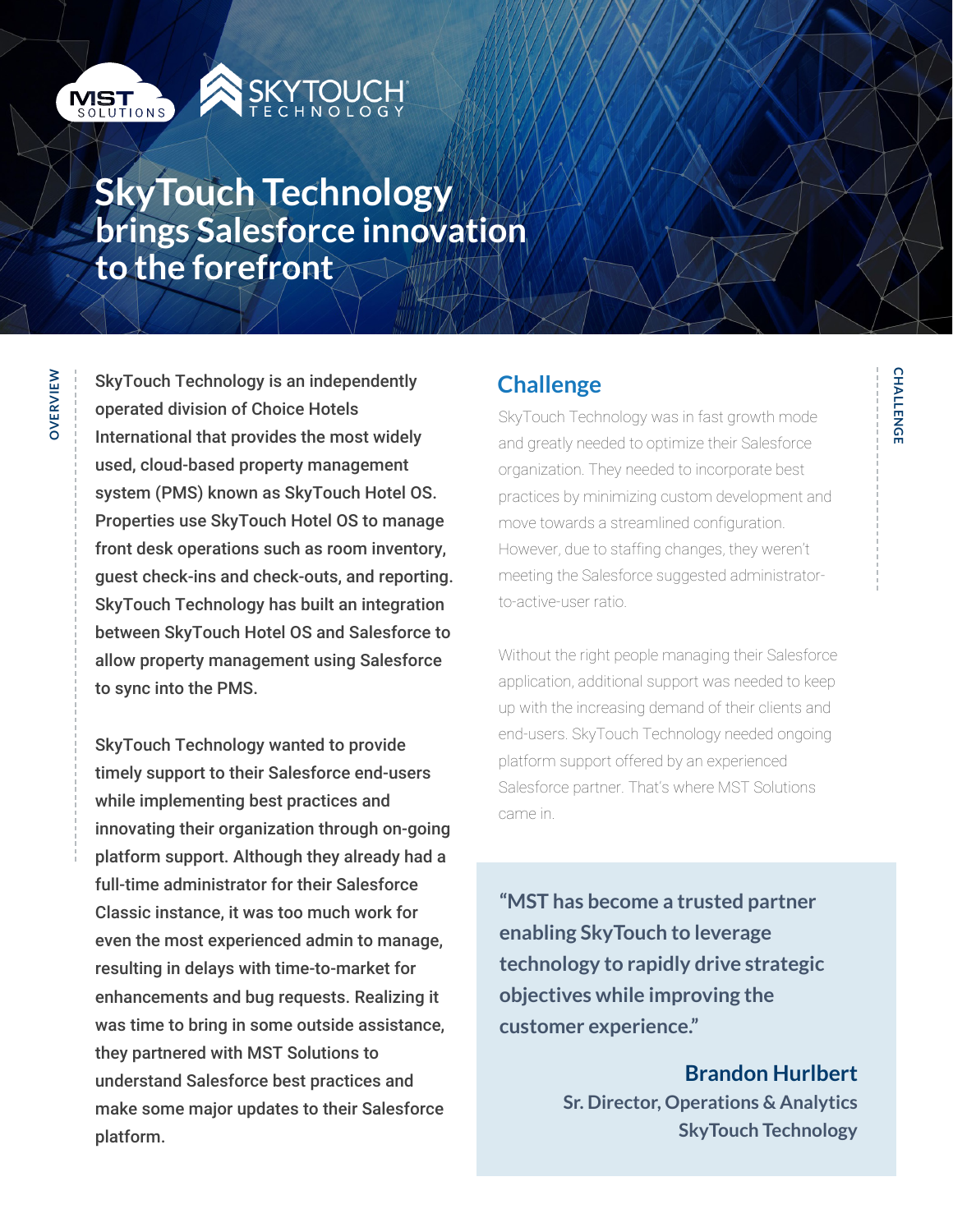# SkyTouch Technology brings Salesforce innovation to the forefront

## Overview

SkyTouch Technology is an independently operated division of Choice Hotels International that provides the most widely used, cloud-based property management system (PMS) known as SkyTouch Hotel OS. Properties use SkyTouch Hotel OS to manage front desk operations such as room inventory, guest check-ins and check-outs, and reporting. SkyTouch Technology has built an integration between SkyTouch Hotel OS and Salesforce to allow property management using Salesforce to sync into the PMS.

SkyTouch Technology wanted to provide timely support to their Salesforce end-users while implementing best practices and innovating their organization through on-going platform support. Although they already had a full-time administrator for their Salesforce Classic instance, it was too much work for even the most experienced admin to manage, resulting in delays with time-to-market for enhancements and bug requests. Realizing it was time to bring in some outside assistance, they partnered with MST Solutions to understand Salesforce best practices and make some major updates to their Salesforce platform.

## Challenge

SkyTouch Technology was in fast growth mode and greatly needed to optimize their Salesforce organization. They needed to incorporate best practices by minimizing custom development and move towards a streamlined configuration. However, due to staffing changes, they weren't meeting the Salesforce suggested administrator-to-active-user ratio.

Without the right people managing their Salesforce application, additional support was needed to keep up with the increasing demand of their clients and end-users. SkyTouch Technology needed ongoing platform support offered by an experienced Salesforce partner. That's where MST Solutions came in.

> **"MST has become a trusted partner enabling SkyTouch to leverage technology to rapidly drive strategic objectives while improving the customer experience."**
>
> **Brandon Hurlbert**
> Sr. Director, Operations & Analytics
> SkyTouch Technology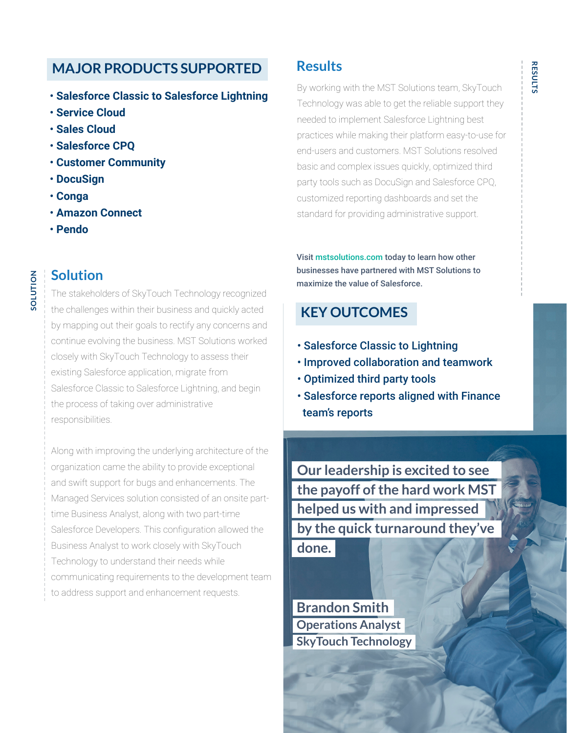## MAJOR PRODUCTS SUPPORTED

- **Salesforce Classic to Salesforce Lightning**
- **Service Cloud**
- **Sales Cloud**
- **Salesforce CPQ**
- **Customer Community**
- **DocuSign**
- **Conga**
- **Amazon Connect**
- **Pendo**

## Solution

The stakeholders of SkyTouch Technology recognized the challenges within their business and quickly acted by mapping out their goals to rectify any concerns and continue evolving the business. MST Solutions worked closely with SkyTouch Technology to assess their existing Salesforce application, migrate from Salesforce Classic to Salesforce Lightning, and begin the process of taking over administrative responsibilities.

Along with improving the underlying architecture of the organization came the ability to provide exceptional and swift support for bugs and enhancements. The Managed Services solution consisted of an onsite part-time Business Analyst, along with two part-time Salesforce Developers. This configuration allowed the Business Analyst to work closely with SkyTouch Technology to understand their needs while communicating requirements to the development team to address support and enhancement requests.

## Results

By working with the MST Solutions team, SkyTouch Technology was able to get the reliable support they needed to implement Salesforce Lightning best practices while making their platform easy-to-use for end-users and customers. MST Solutions resolved basic and complex issues quickly, optimized third party tools such as DocuSign and Salesforce CPQ, customized reporting dashboards and set the standard for providing administrative support.

**Visit mstsolutions.com today to learn how other businesses have partnered with MST Solutions to maximize the value of Salesforce.**

## KEY OUTCOMES

- **Salesforce Classic to Lightning**
- **Improved collaboration and teamwork**
- **Optimized third party tools**
- **Salesforce reports aligned with Finance team's reports**

**Our leadership is excited to see the payoff of the hard work MST helped us with and impressed by the quick turnaround they've done.**

**Brandon Smith**
**Operations Analyst**
**SkyTouch Technology**